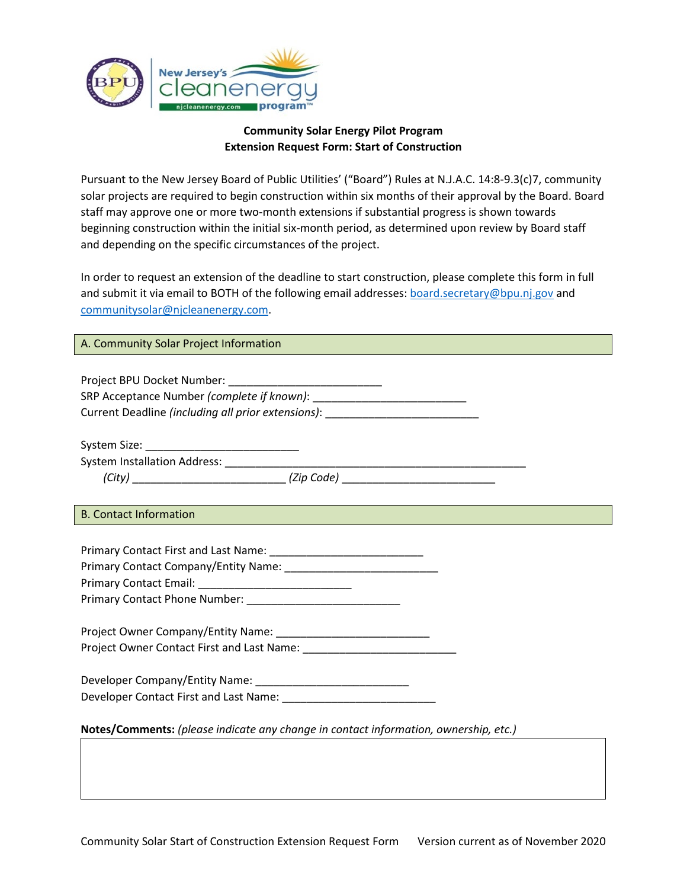**Community Solar Energy Pilot Program**
**Extension Request Form: Start of Construction**

Pursuant to the New Jersey Board of Public Utilities' ("Board") Rules at N.J.A.C. 14:8-9.3(c)7, community solar projects are required to begin construction within six months of their approval by the Board. Board staff may approve one or more two-month extensions if substantial progress is shown towards beginning construction within the initial six-month period, as determined upon review by Board staff and depending on the specific circumstances of the project.

In order to request an extension of the deadline to start construction, please complete this form in full and submit it via email to BOTH of the following email addresses: board.secretary@bpu.nj.gov and communitysolar@njcleanenergy.com.

## A. Community Solar Project Information

Project BPU Docket Number: _________________________
SRP Acceptance Number *(complete if known)*: _________________________
Current Deadline *(including all prior extensions)*: _________________________

System Size: _________________________
System Installation Address: __________________________________________________
*(City)* _________________________ *(Zip Code)* _________________________

## B. Contact Information

Primary Contact First and Last Name: _________________________
Primary Contact Company/Entity Name: _________________________
Primary Contact Email: _________________________
Primary Contact Phone Number: _________________________

Project Owner Company/Entity Name: _________________________
Project Owner Contact First and Last Name: _________________________

Developer Company/Entity Name: _________________________
Developer Contact First and Last Name: _________________________

**Notes/Comments:** *(please indicate any change in contact information, ownership, etc.)*

| |
|---|
| |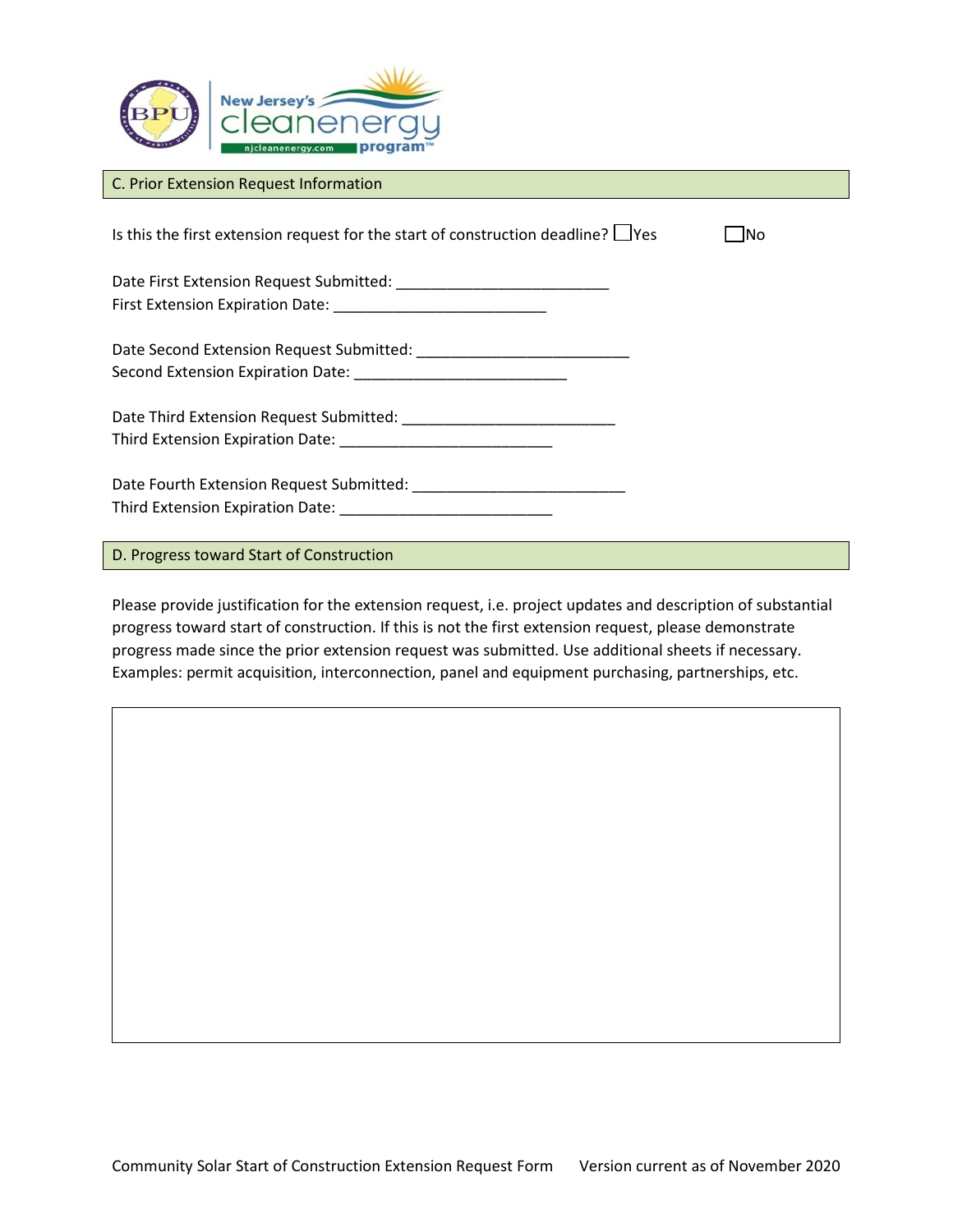## C. Prior Extension Request Information

Is this the first extension request for the start of construction deadline? ☐ Yes ☐ No

Date First Extension Request Submitted: _________________________
First Extension Expiration Date: _________________________

Date Second Extension Request Submitted: _________________________
Second Extension Expiration Date: _________________________

Date Third Extension Request Submitted: _________________________
Third Extension Expiration Date: _________________________

Date Fourth Extension Request Submitted: _________________________
Third Extension Expiration Date: _________________________

## D. Progress toward Start of Construction

Please provide justification for the extension request, i.e. project updates and description of substantial progress toward start of construction. If this is not the first extension request, please demonstrate progress made since the prior extension request was submitted. Use additional sheets if necessary. Examples: permit acquisition, interconnection, panel and equipment purchasing, partnerships, etc.

| |
|---|
| |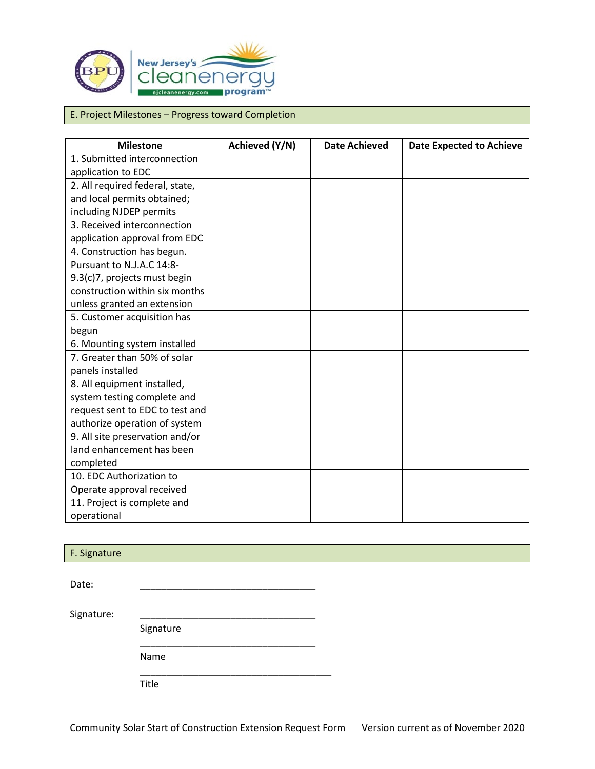## E. Project Milestones – Progress toward Completion

| Milestone | Achieved (Y/N) | Date Achieved | Date Expected to Achieve |
|---|---|---|---|
| 1. Submitted interconnection application to EDC | | | |
| 2. All required federal, state, and local permits obtained; including NJDEP permits | | | |
| 3. Received interconnection application approval from EDC | | | |
| 4. Construction has begun. Pursuant to N.J.A.C 14:8-9.3(c)7, projects must begin construction within six months unless granted an extension | | | |
| 5. Customer acquisition has begun | | | |
| 6. Mounting system installed | | | |
| 7. Greater than 50% of solar panels installed | | | |
| 8. All equipment installed, system testing complete and request sent to EDC to test and authorize operation of system | | | |
| 9. All site preservation and/or land enhancement has been completed | | | |
| 10. EDC Authorization to Operate approval received | | | |
| 11. Project is complete and operational | | | |

## F. Signature

Date: ___________________________________

Signature: ___________________________________

Signature

___________________________________

Name

___________________________________

Title

Community Solar Start of Construction Extension Request Form    Version current as of November 2020